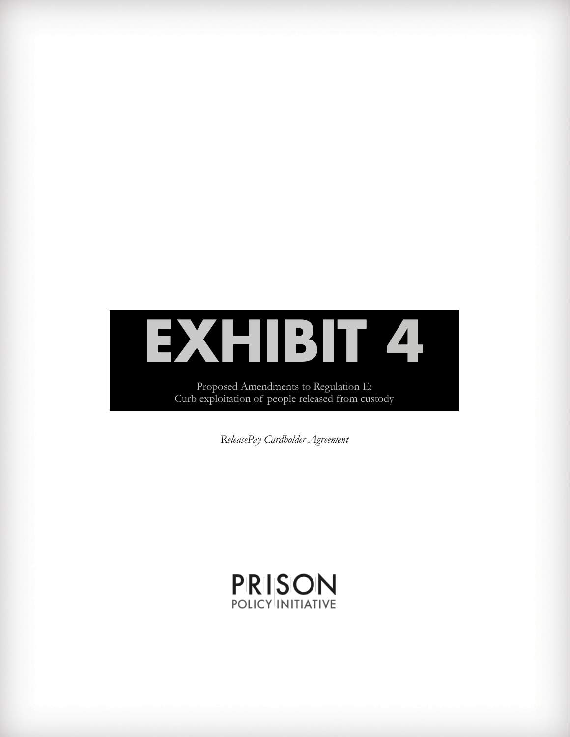# EXHIBIT 4

Proposed Amendments to Regulation E:
Curb exploitation of people released from custody

*ReleasePay Cardholder Agreement*

PRISON POLICY INITIATIVE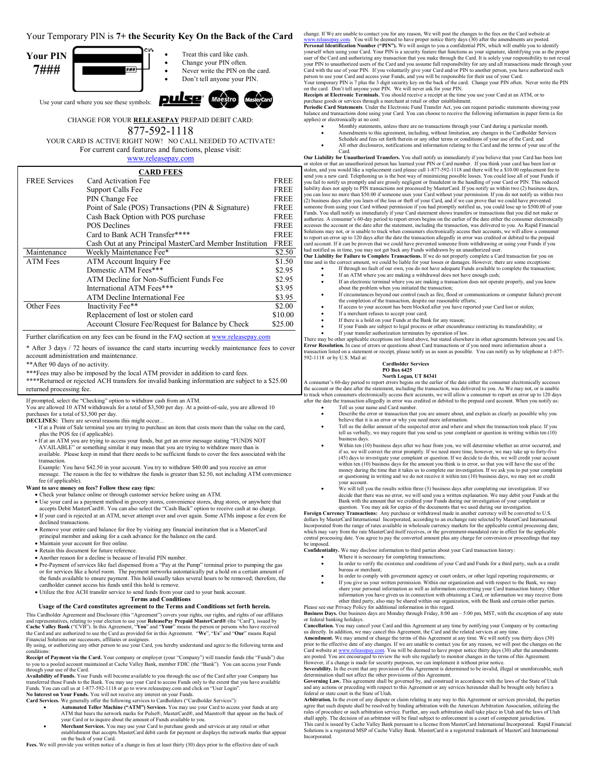Your Temporary PIN is **7+ the Security Key On the Back of the Card**

**Your PIN 7###**

- Treat this card like cash.
- Change your PIN often.
- Never write the PIN on the card.
- Don't tell anyone your PIN.

Use your card where you see these symbols:

CHANGE FOR YOUR **RELEASEPAY** PREPAID DEBIT CARD:

877-592-1118

YOUR CARD IS ACTIVE RIGHT NOW! NO CALL NEEDED TO ACTIVATE!

For current card features and functions, please visit:

www.releasepay.com

| | **CARD FEES** | |
|---|---|---|
| FREE Services | Card Activation Fee | FREE |
| | Support Calls Fee | FREE |
| | PIN Change Fee | FREE |
| | Point of Sale (POS) Transactions (PIN & Signature) | FREE |
| | Cash Back Option with POS purchase | FREE |
| | POS Declines | FREE |
| | Card to Bank ACH Transfer**** | FREE |
| | Cash Out at any Principal MasterCard Member Institution | FREE |
| Maintenance | Weekly Maintenance Fee* | $2.50 |
| ATM Fees | ATM Account Inquiry Fee | $1.50 |
| | Domestic ATM Fees*** | $2.95 |
| | ATM Decline for Non-Sufficient Funds Fee | $2.95 |
| | International ATM Fees*** | $3.95 |
| | ATM Decline International Fee | $3.95 |
| Other Fees | Inactivity Fee** | $2.00 |
| | Replacement of lost or stolen card | $10.00 |
| | Account Closure Fee/Request for Balance by Check | $25.00 |

Further clarification on any fees can be found in the FAQ section at www.releasepay.com

* After 3 days / 72 hours of issuance the card starts incurring weekly maintenance fees to cover account administration and maintenance.

**After 90 days of no activity.

***Fees may also be imposed by the local ATM provider in addition to card fees.

****Returned or rejected ACH transfers for invalid banking information are subject to a $25.00 returned processing fee.

If prompted, select the "Checking" option to withdraw cash from an ATM.

You are allowed 10 ATM withdrawals for a total of $3,500 per day. At a point-of-sale, you are allowed 10 purchases for a total of $3,500 per day.

**DECLINES:** There are several reasons this might occur...

- If at a Point of Sale terminal you are trying to purchase an item that costs more than the value on the card, plus the POS fee (if applicable).
- If at an ATM you are trying to access your funds, but get an error message stating "FUNDS NOT AVAILABLE" or something similar it may mean that you are trying to withdraw more than is available. Please keep in mind that there needs to be sufficient funds to cover the fees associated with the transaction.

  Example: You have $42.50 in your account. You try to withdraw $40.00 and you receive an error message. The reason is the fee to withdraw the funds is greater than $2.50, not including ATM convenience fee (if applicable).

**Want to save money on fees? Follow these easy tips:**

- Check your balance online or through customer service before using an ATM.
- Use your card as a payment method in grocery stores, convenience stores, drug stores, or anywhere that accepts Debit MasterCard®. You can also select the "Cash Back" option to receive cash at no charge.
- If your card is rejected at an ATM, never attempt over and over again. Some ATMs impose a fee even for declined transactions.
- Remove your entire card balance for free by visiting any financial institution that is a MasterCard principal member and asking for a cash advance for the balance on the card.
- Maintain your account for free online.
- Retain this document for future reference.
- Another reason for a decline is because of Invalid PIN number.
- Pre-Payment of services like fuel dispensed from a "Pay at the Pump" terminal prior to pumping the gas or for services like a hotel room. The payment networks automatically put a hold on a certain amount of the funds available to ensure payment. This hold usually takes several hours to be removed; therefore, the cardholder cannot access his funds until this hold is remove.
- Utilize the free ACH transfer service to send funds from your card to your bank account.

**Terms and Conditions**

**Usage of the Card constitutes agreement to the Terms and Conditions set forth herein.**

This Cardholder Agreement and Disclosure (this "Agreement") covers your rights, our rights, and rights of our affiliates and representatives, relating to your election to use your **ReleasePay Prepaid MasterCard®** (the "Card"), issued by **Cache Valley Bank** ("CVB"). In this Agreement, "**You**" and "**Your**" means the person or persons who have received the Card and are authorized to use the Card as provided for in this Agreement. "**We**", "**Us**" and "**Our**" means Rapid Financial Solutions our successors, affiliates or assignees.

By using, or authorizing any other person to use your Card, you hereby understand and agree to the following terms and conditions:

**Receipt of Payment via the Card.** Your company or employer (your "Company") will transfer funds (the "Funds") due to you to a pooled account maintained at Cache Valley Bank, member FDIC (the "Bank"). You can access your Funds through your use of the Card.

**Availability of Funds.** Your Funds will become available to you through the use of the Card after your Company has transferred those Funds to the Bank. You may use your Card to access Funds only to the extent that you have available Funds. You can call us at 1-877-592-1118 or go to www.releasepay.com and click on "User Login".

**No Interest on Your Funds.** You will not receive any interest on your Funds.

**Card Services.** We generally offer the following services to Cardholders ("Cardholder Services"):

- **Automated Teller Machine ("ATM") Services.** You may use your Card to access your funds at any ATM that bears the network marks for Pulse®, MasterCard®, and Maestro® that appear on the back of your Card or to inquire about the amount of Funds available to you.
- **Merchant Services.** You may use your Card to purchase goods and services at any retail or other establishment that accepts MasterCard debit cards for payment or displays the network marks that appear on the back of your Card.

**Fees.** We will provide you written notice of a change in fees at least thirty (30) days prior to the effective date of such change. If We are unable to contact you for any reason, We will post the changes to the fees on the Card website at www.releasepay.com. You will be deemed to have proper notice thirty days (30) after the amendments are posted.

**Personal Identification Number ("PIN").** We will assign to you a confidential PIN, which will enable you to identify yourself when using your Card. Your PIN is a security feature that functions as your signature, identifying you as the proper user of the Card and authorizing any transaction that you make through the Card. It is solely your responsibility to not reveal your PIN to unauthorized users of the Card and you assume full responsibility for any and all transactions made through your Card with the use of your PIN. If you voluntarily give your Card and/or PIN to another person, you have authorized such person to use your Card and access your Funds, and you will be responsible for their use of your Card.

Your temporary PIN is 7 plus the 3 digit security key on the back of the card. Change your PIN often. Never write the PIN on the card. Don't tell anyone your PIN. We will never ask for your PIN.

**Receipts at Electronic Terminals.** You should receive a receipt at the time you use your Card at an ATM, or to purchase goods or services through a merchant at retail or other establishment.

**Periodic Card Statements**. Under the Electronic Fund Transfer Act, you can request periodic statements showing your balance and transactions done using your Card. You can choose to receive the following information in paper form (a fee applies) or electronically at no cost:

- Monthly statements, unless there are no transactions through your Card during a particular month.
- Amendments to this agreement, including, without limitation, any changes in the Cardholder Services Schedule and fees set forth therein or any other terms or conditions of your use of the Card; and
- All other disclosures, notifications and information relating to the Card and the terms of your use of the Card.

**Our Liability for Unauthorized Transfers.** You shall notify us immediately if you believe that your Card has been lost or stolen or that an unauthorized person has learned your PIN or Card number. If you think your card has been lost or stolen, and you would like a replacement card please call 1-877-592-1118 and there will be a $10.00 replacement fee to send you a new card. Telephoning us is the best way of minimizing possible losses. You could lose all of your Funds if you fail to notify us promptly and are grossly negligent or fraudulent in the handling of your Card or PIN. This reduced liability does not apply to PIN transactions not processed by MasterCard. If you notify us within two (2) business days, you can lose no more than $50.00 if someone uses your Card without your permission. If you do not notify us within two (2) business days after you learn of the loss or theft of your Card, and if we can prove that we could have prevented someone from using your Card without permission if you had promptly notified us, you could lose up to $500.00 of your Funds. You shall notify us immediately if your Card statement shows transfers or transactions that you did not make or authorize. A consumer's 60-day period to report errors begins on the earlier of the date either the consumer electronically accesses the account or the date after the statement, including the transaction, was delivered to you. As Rapid Financial Solutions may not, or is unable to track when consumers electronically access their accounts, we will allow a consumer to report an error up to 120 days after the date the transaction allegedly in error was credited or debited to the prepaid card account. If it can be proven that we could have prevented someone from withdrawing or using your Funds if you had notified us in time, you may not get back any Funds withdrawn by an unauthorized user.

**Our Liability for Failure to Complete Transactions.** If we do not properly complete a Card transaction for you on time and in the correct amount, we could be liable for your losses or damages. However, there are some exceptions:

- If through no fault of our own, you do not have adequate Funds available to complete the transaction;
- If an ATM where you are making a withdrawal does not have enough cash;
- If an electronic terminal where you are making a transaction does not operate properly, and you knew about the problem when you initiated the transaction;
- If circumstances beyond our control (such as fire, flood or communications or computer failure) prevent the completion of the transaction, despite our reasonable efforts;
- If access to your account has been blocked after you have reported your Card lost or stolen;
- If a merchant refuses to accept your card;
- If there is a hold on your Funds at the Bank for any reason;
- If your Funds are subject to legal process or other encumbrance restricting its transferability; or
- If your transfer authorization terminates by operation of law.

There may be other applicable exceptions not listed above, but stated elsewhere in other agreements between you and Us.

**Error Resolution.** In case of errors or questions about Card transactions or if you need more information about a transaction listed on a statement or receipt, please notify us as soon as possible. You can notify us by telephone at 1-877-592-1118 or by U.S. Mail at:

**Cardholder Services**
**PO Box 6425**
**North Logan, UT 84341**

A consumer's 60-day period to report errors begins on the earlier of the date either the consumer electronically accesses the account or the date after the statement, including the transaction, was delivered to you. As We may not, or is unable to track when consumers electronically access their accounts, we will allow a consumer to report an error up to 120 days after the date the transaction allegedly in error was credited or debited to the prepaid card account. When you notify us:

- Tell us your name and Card number.
- Describe the error or transaction that you are unsure about, and explain as clearly as possible why you believe that it is an error or why you need more information.
- Tell us the dollar amount of the suspected error and where and when the transaction took place. If you tell us verbally, we may require that you send us your complaint or question in writing within ten (10) business days.
- Within ten (10) business days after we hear from you, we will determine whether an error occurred, and if so, we will correct the error promptly. If we need more time, however, we may take up to forty-five (45) days to investigate your complaint or question. If we decide to do this, we will credit your account within ten (10) business days for the amount you think is in error, so that you will have the use of the money during the time that it takes us to complete our investigation. If we ask you to put your complaint or questioning in writing and we do not receive it within ten (10) business days, we may not credit your account.
- We will tell you the results within three (3) business days after completing our investigation. If we decide that there was no error, we will send you a written explanation. We may debit your Funds at the Bank with the amount that we credited your Funds during our investigation of your complaint or question. You may ask for copies of the documents that we used during our investigation.

**Foreign Currency Transactions:** Any purchase or withdrawal made in another currency will be converted to U.S. dollars by MasterCard International Incorporated, according to an exchange rate selected by MasterCard International Incorporated from the range of rates available in wholesale currency markets for the applicable central processing date, which may vary from the rate MasterCard itself receives, or the government-mandated rate in effect for the applicable central processing date. You agree to pay the converted amount plus any charge for conversion or proceedings that may be imposed.

**Confidentiality.** We may disclose information to third parties about your Card transaction history:

- Where it is necessary for completing transactions;
- In order to verify the existence and conditions of your Card and Funds for a third party, such as a credit bureau or merchant;
- In order to comply with government agency or court orders, or other legal reporting requirements; or
- If you give us your written permission. Within our organization and with respect to the Bank, we may share your personal information as well as information concerning your Card transaction history. Other information you have given us in connection with obtaining a Card, or information we may receive from other third party, also may be shared within our organization, with the Bank and certain other parties.

Please see our Privacy Policy for additional information in this regard.

**Business Days.** Our business days are Monday through Friday, 8:00 am – 5:00 pm, MST, with the exception of any state or federal banking holidays.

**Cancellation.** You may cancel your Card and this Agreement at any time by notifying your Company or by contacting us directly. In addition, we may cancel this Agreement, the Card and the related services at any time.

**Amendment.** We may amend or change the terms of this Agreement at any time. We will notify you thirty days (30) prior to the effective date of any changes. If we are unable to contact you for any reason, we will post the changes on the Card website at www.releasepay.com. You will be deemed to have proper notice thirty days (30) after the amendments are posted. You are encouraged to review the web site regularly to monitor changes in the terms of this Agreement. However, if a change is made for security purposes, we can implement it without prior notice.

**Severability.** In the event that any provision of this Agreement is determined to be invalid, illegal or unenforceable, such determination shall not affect the other provisions of this Agreement.

**Governing Law.** This agreement shall be governed by, and construed in accordance with the laws of the State of Utah and any actions or preceding with respect to this Agreement or any services hereunder shall be brought only before a federal or state court in the State of Utah.

**Arbitration.** In the event of any dispute or claim relating in any way to this Agreement or services provided, the parties agree that such dispute shall be resolved by binding arbitration with the American Arbitration Association, utilizing the rules of procedure or such arbitration service. Further, any such arbitration shall take place in Utah and the laws of Utah shall apply. The decision of an arbitrator will be final subject to enforcement in a court of competent jurisdiction.

This card is issued by Cache Valley Bank pursuant to a license from MasterCard International Incorporated. Rapid Financial Solutions is a registered MSP of Cache Valley Bank. MasterCard is a registered trademark of MasterCard International Incorporated.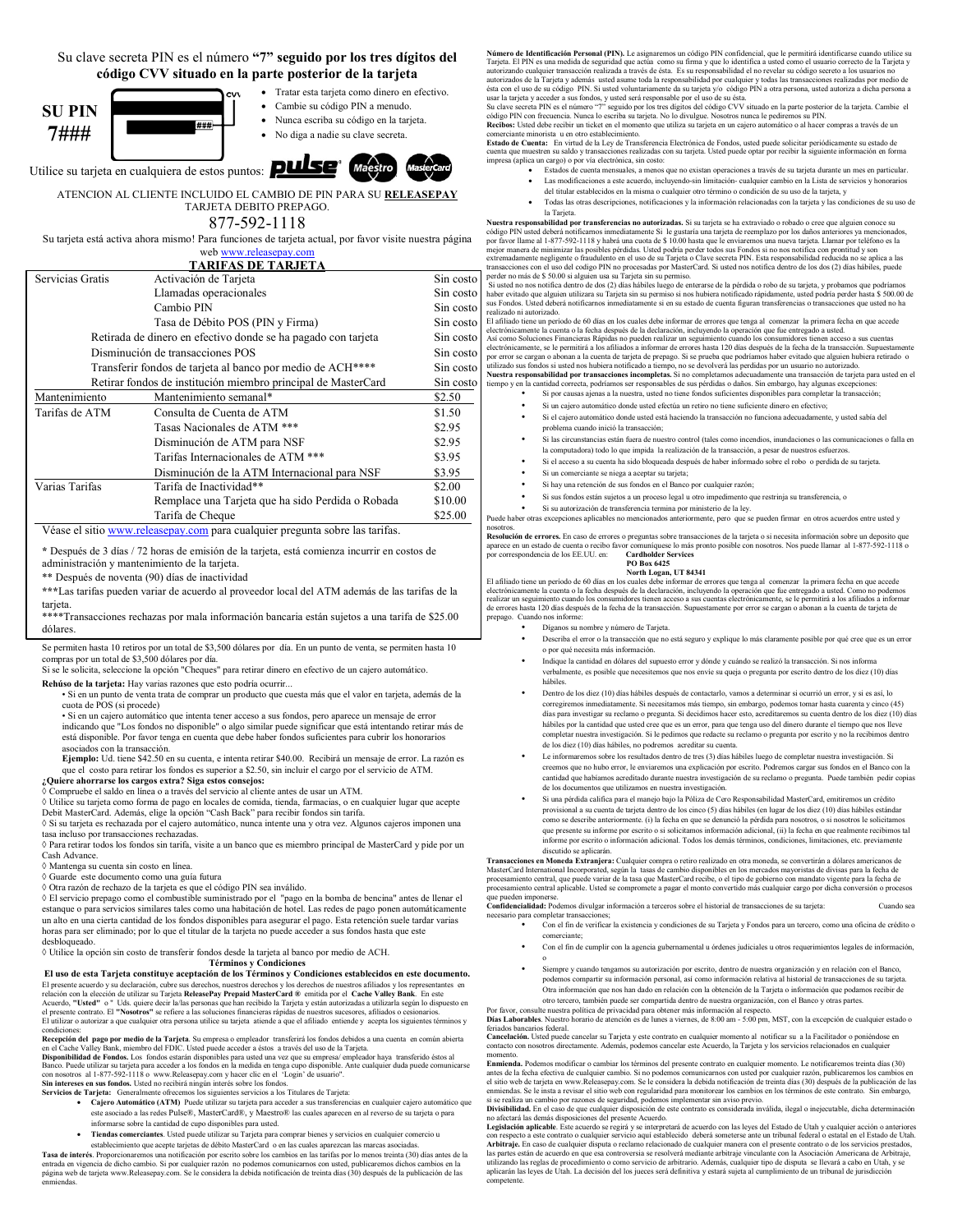## Su clave secreta PIN es el número **"7" seguido por los tres dígitos del código CVV situado en la parte posterior de la tarjeta**

**SU PIN**
**7###**

CVV
###

- Tratar esta tarjeta como dinero en efectivo.
- Cambie su código PIN a menudo.
- Nunca escriba su código en la tarjeta.
- No diga a nadie su clave secreta.

Utilice su tarjeta en cualquiera de estos puntos: pulse Maestro MasterCard

ATENCION AL CLIENTE INCLUIDO EL CAMBIO DE PIN PARA SU **RELEASEPAY** TARJETA DEBITO PREPAGO.

877-592-1118

Su tarjeta está activa ahora mismo! Para funciones de tarjeta actual, por favor visite nuestra página web www.releasepay.com

**TARIFAS DE TARJETA**

| | | |
|---|---|---|
| Servicias Gratis | Activación de Tarjeta | Sin costo |
| | Llamadas operacionales | Sin costo |
| | Cambio PIN | Sin costo |
| | Tasa de Débito POS (PIN y Firma) | Sin costo |
| | Retirada de dinero en efectivo donde se ha pagado con tarjeta | Sin costo |
| | Disminución de transacciones POS | Sin costo |
| | Transferir fondos de tarjeta al banco por medio de ACH**** | Sin costo |
| | Retirar fondos de institución miembro principal de MasterCard | Sin costo |
| Mantenimiento | Mantenimiento semanal* | $2.50 |
| Tarifas de ATM | Consulta de Cuenta de ATM | $1.50 |
| | Tasas Nacionales de ATM *** | $2.95 |
| | Disminución de ATM para NSF | $2.95 |
| | Tarifas Internacionales de ATM *** | $3.95 |
| | Disminución de la ATM Internacional para NSF | $3.95 |
| Varias Tarifas | Tarifa de Inactividad** | $2.00 |
| | Remplace una Tarjeta que ha sido Perdida o Robada | $10.00 |
| | Tarifa de Cheque | $25.00 |

Véase el sitio www.releasepay.com para cualquier pregunta sobre las tarifas.

* Después de 3 días / 72 horas de emisión de la tarjeta, está comienza incurrir en costos de administración y mantenimiento de la tarjeta.

** Después de noventa (90) días de inactividad

***Las tarifas pueden variar de acuerdo al proveedor local del ATM además de las tarifas de la tarjeta.

****Transacciones rechazas por mala información bancaria están sujetos a una tarifa de $25.00 dólares.

Se permiten hasta 10 retiros por un total de $3,500 dólares por día. En un punto de venta, se permiten hasta 10 compras por un total de $3,500 dólares por día.
Si se le solicita, seleccione la opción "Cheques" para retirar dinero en efectivo de un cajero automático.

**Rehúso de la tarjeta:** Hay varias razones que esto podría ocurrir...

• Si en un punto de venta trata de comprar un producto que cuesta más que el valor en tarjeta, además de la cuota de POS (si procede)

• Si en un cajero automático que intenta tener acceso a sus fondos, pero aparece un mensaje de error indicando que "Los fondos no disponible" o algo similar puede significar que está intentando retirar más de está disponible. Por favor tenga en cuenta que debe haber fondos suficientes para cubrir los honorarios asociados con la transacción.

**Ejemplo:** Ud. tiene $42.50 en su cuenta, e intenta retirar $40.00. Recibirá un mensaje de error. La razón es que el costo para retirar los fondos es superior a $2.50, sin incluir el cargo por el servicio de ATM.

**¿Quiere ahorrarse los cargos extra? Siga estos consejos:**

◊ Compruebe el saldo en línea o a través del servicio al cliente antes de usar un ATM.
◊ Utilice su tarjeta como forma de pago en locales de comida, tienda, farmacias, o en cualquier lugar que acepte Debit MasterCard. Además, elige la opción "Cash Back" para recibir fondos sin tarifa.
◊ Si su tarjeta es rechazada por el cajero automático, nunca intente una y otra vez. Algunos cajeros imponen una tasa incluso por transacciones rechazadas.
◊ Para retirar todos los fondos sin tarifa, visite a un banco que es miembro principal de MasterCard y pide por un Cash Advance.
◊ Mantenga su cuenta sin costo en línea.
◊ Guarde este documento como una guía futura
◊ Otra razón de rechazo de la tarjeta es que el código PIN sea inválido.
◊ El servicio prepago como el combustible suministrado por el "pago en la bomba de bencina" antes de llenar el estanque o para servicios similares tales como una habitación de hotel. Las redes de pago ponen automáticamente un alto en una cierta cantidad de los fondos disponibles para asegurar el pago. Esta retención suele tardar varias horas para ser eliminado; por lo que el titular de la tarjeta no puede acceder a sus fondos hasta que este desbloqueado.
◊ Utilice la opción sin costo de transferir fondos desde la tarjeta al banco por medio de ACH.

### Términos y Condiciones

**El uso de esta Tarjeta constituye aceptación de los Términos y Condiciones establecidos en este documento.** El presente acuerdo y su declaración, cubre sus derechos, nuestros derechos y los derechos de nuestros afiliados y los representantes en relación con la elección de utilizar su Tarjeta **ReleasePay Prepaid MasterCard ®** emitida por el **Cache Valley Bank**. En este Acuerdo, **"Usted"** o " Uds. quiere decir la/las personas que han recibido la Tarjeta y están autorizadas a utilizarla según lo dispuesto en el presente contrato. El **"Nosotros"** se refiere a las soluciones financieras rápidas de nuestros sucesores, afiliados o cesionarios. El utilizar o autorizar a que cualquier otra persona utilice su tarjeta atiende a que el afiliado entiende y acepta los siguientes términos y condiciones:

**Recepción del pago por medio de la Tarjeta**. Su empresa o empleador transferirá los fondos debidos a una cuenta en común abierta en el Cache Valley Bank, miembro del FDIC. Usted puede acceder a éstos a través del uso de la Tarjeta.

**Disponibilidad de Fondos.** Los fondos estarán disponibles para usted una vez que su empresa/ empleador haya transferido éstos al Banco. Puede utilizar su tarjeta para acceder a los fondos en la medida en tenga cupo disponible. Ante cualquier duda puede comunicarse con nosotros al 1-877-592-1118 o www.Releasepay.com y hacer clic en el 'Login' de usuario".

**Sin intereses en sus fondos.** Usted no recibirá ningún interés sobre los fondos.

**Servicios de Tarjeta:** Generalmente ofrecemos los siguientes servicios a los Titulares de Tarjeta:

- **Cajero Automático (ATM)** Puede utilizar su tarjeta para acceder a sus transferencias en cualquier cajero automático que este asociado a las redes Pulse®, MasterCard®, y Maestro® las cuales aparecen en el reverso de su tarjeta o para informarse sobre la cantidad de cupo disponibles para usted.
- **Tiendas comerciantes**. Usted puede utilizar su Tarjeta para comprar bienes y servicios en cualquier comercio u establecimiento que acepte tarjetas de débito MasterCard o en las cuales aparezcan las marcas asociadas.

**Tasa de interés**. Proporcionaremos una notificación por escrito sobre los cambios en las tarifas por lo menos treinta (30) días antes de la entrada en vigencia de dicho cambio. Si por cualquier razón no podemos comunicarnos con usted, publicaremos dichos cambios en la página web de tarjeta www.Releasepay.com. Se le considera la debida notificación de treinta días (30) después de la publicación de las enmiendas.

**Número de Identificación Personal (PIN).** Le asignaremos un código PIN confidencial, que le permitirá identificarse cuando utilice su Tarjeta. El PIN es una medida de seguridad que actúa como su firma y que lo identifica a usted como el usuario correcto de la Tarjeta y autorizando cualquier transacción realizada a través de ésta. Es su responsabilidad el no revelar su código secreto a los usuarios no autorizados de la Tarjeta y además usted asume toda la responsabilidad por cualquier y todas las transacciones realizadas por medio de ésta con el uso de su código PIN. Si usted voluntariamente da su tarjeta y/o código PIN a otra persona, usted autoriza a dicha persona a usar la tarjeta y acceder a sus fondos, y usted será responsable por el uso de su ésta.
Su clave secreta PIN es el número "7" seguido por los tres dígitos del código CVV situado en la parte posterior de la tarjeta. Cambie el código PIN con frecuencia. Nunca escriba su tarjeta. No lo divulgue. Nosotros nunca le pedimos su PIN.

**Recibos:** Usted debe recibir un ticket en el momento que utiliza su tarjeta en un cajero automático o al hacer compras a través de un comerciante minorista u en otro establecimiento.

**Estado de Cuenta:** En virtud de la Ley de Transferencia Electrónica de Fondos, usted puede solicitar periódicamente su estado de cuenta que muestren su saldo y transacciones realizadas con su tarjeta. Usted puede optar por recibir la siguiente información en forma impresa (aplica un cargo) o por vía electrónica, sin costo:

- Estados de cuenta mensuales, a menos que no existan operaciones a través de su tarjeta durante un mes en particular.
- Las modificaciones a este acuerdo, incluyendo-sin limitación- cualquier cambio en la Lista de servicios y honorarios del titular establecidos en la misma o cualquier otro término o condición de su uso de la tarjeta, y
- Todas las otras descripciones, notificaciones y la información relacionadas con la tarjeta y las condiciones de su uso de la Tarjeta.

**Nuestra responsabilidad por transferencias no autorizadas.** Si su tarjeta se ha extraviado o robado o cree que alguien conoce su código PIN usted deberá notificarnos inmediatamente Si le gustaría una tarjeta de reemplazo por los daños anteriores ya mencionados, por favor llame al 1-877-592-1118 y habrá una cuota de $ 10.00 hasta que le enviaremos una nueva tarjeta. Llamar por teléfono es la mejor manera de minimizar las posibles pérdidas. Usted podría perder todos sus Fondos si no nos notifica con prontitud y son extremadamente negligente o fraudulento en el uso de su Tarjeta o Clave secreta PIN. Esta responsabilidad reducida no se aplica a las transacciones con el uso del codigo PIN no procesadas por MasterCard. Si usted nos notifica dentro de los dos (2) días hábiles, puede perder no más de $ 50.00 si alguien usa su Tarjeta sin su permiso.
Si usted no nos notifica dentro de dos (2) días hábiles luego de enterarse de la pérdida o robo de su tarjeta, y probamos que podríamos haber evitado que alguien utilizara su Tarjeta sin su permiso si nos hubiera notificado rápidamente, usted podría perder hasta $ 500.00 de sus Fondos. Usted deberá notificarnos inmediatamente si en su estado de cuenta figuran transferencias o transacciones que usted no ha realizado ni autorizado.
El afiliado tiene un período de 60 días en los cuales debe informar de errores que tenga al comenzar la primera fecha en que accede electrónicamente la cuenta o la fecha después de la declaración, incluyendo la operación que fue entregado a usted.
Así como Soluciones Financieras Rápidas no pueden realizar un seguimiento cuando los consumidores tienen acceso a sus cuentas electrónicamente, se le permitirá a los afiliados a informar de errores hasta 120 días después de la fecha de la transacción. Supuestamente por error se cargan o abonan a la cuenta de tarjeta de prepago. Si se prueba que podríamos haber evitado que alguien hubiera retirado o utilizado sus fondos si usted nos hubiera notificado a tiempo, no se devolverá las perdidas por un usuario no autorizado.

**Nuestra responsabilidad por transacciones incompletas.** Si no completamos adecuadamente una transacción de tarjeta para usted en el tiempo y en la cantidad correcta, podríamos ser responsables de sus pérdidas o daños. Sin embargo, hay algunas excepciones:

- Si por causas ajenas a la nuestra, usted no tiene fondos suficientes disponibles para completar la transacción;
- Si un cajero automático donde usted efectúa un retiro no tiene suficiente dinero en efectivo;
- Si el cajero automático donde usted está haciendo la transacción no funciona adecuadamente, y usted sabía del problema cuando inició la transacción;
- Si las circunstancias están fuera de nuestro control (tales como incendios, inundaciones o las comunicaciones o falla en la computadora) todo lo que impida la realización de la transacción, a pesar de nuestros esfuerzos.
- Si el acceso a su cuenta ha sido bloqueada después de haber informado sobre el robo o perdida de su tarjeta.
- Si un comerciante se niega a aceptar su tarjeta;
- Si hay una retención de sus fondos en el Banco por cualquier razón;
- Si sus fondos están sujetos a un proceso legal u otro impedimento que restrinja su transferencia, o
- Si su autorización de transferencia termina por ministerio de la ley.

Puede haber otras excepciones aplicables no mencionados anteriormente, pero que se pueden firmar en otros acuerdos entre usted y nosotros.

**Resolución de errores.** En caso de errores o preguntas sobre transacciones de la tarjeta o si necesita información sobre un deposito que aparece en un estado de cuenta o recibo favor comuníquese lo más pronto posible con nosotros. Nos puede llamar al 1-877-592-1118 o por correspondencia de los EE.UU. en: **Cardholder Services**
**PO Box 6425**
**North Logan, UT 84341**

El afiliado tiene un período de 60 días en los cuales debe informar de errores que tenga al comenzar la primera fecha en que accede electrónicamente la cuenta o la fecha después de la declaración, incluyendo la operación que fue entregado a usted. Como no podemos realizar un seguimiento cuando los consumidores tienen acceso a sus cuentas electrónicamente, se le permitirá a los afiliados a informar de errores hasta 120 días después de la fecha de la transacción. Supuestamente por error se cargan o abonan a la cuenta de tarjeta de prepago. Cuando nos informe:

- Díganos su nombre y número de Tarjeta.
- Describa el error o la transacción que no está seguro y explique lo más claramente posible por qué cree que es un error o por qué necesita más información.
- Indique la cantidad en dólares del supuesto error y dónde y cuándo se realizó la transacción. Si nos informa verbalmente, es posible que necesitemos que nos envíe su queja o pregunta por escrito dentro de los diez (10) días hábiles.
- Dentro de los diez (10) días hábiles después de contactarlo, vamos a determinar si ocurrió un error, y si es así, lo corregiremos inmediatamente. Si necesitamos más tiempo, sin embargo, podemos tomar hasta cuarenta y cinco (45) días para investigar su reclamo o pregunta. Si decidimos hacer esto, acreditaremos su cuenta dentro de los diez (10) días hábiles por la cantidad que usted cree que es un error, para que tenga uso del dinero durante el tiempo que nos lleve completar nuestra investigación. Si le pedimos que redacte su reclamo o pregunta por escrito y no la recibimos dentro de los diez (10) días hábiles, no podremos acreditar su cuenta.
- Le informaremos sobre los resultados dentro de tres (3) días hábiles luego de completar nuestra investigación. Si creemos que no hubo error, le enviaremos una explicación por escrito. Podremos cargar sus fondos en el Banco con la cantidad que habíamos acreditado durante nuestra investigación de su reclamo o pregunta. Puede también pedir copias de los documentos que utilizamos en nuestra investigación.
- Si una pérdida califica para el manejo bajo la Póliza de Cero Responsabilidad MasterCard, emitiremos un crédito provisional a su cuenta de tarjeta dentro de los cinco (5) días hábiles (en lugar de los diez (10) días hábiles estándar como se describe anteriormente. (i) la fecha en que se denunció la pérdida para nosotros, o si nosotros le solicitamos que presente su informe por escrito o si solicitamos información adicional, (ii) la fecha en que realmente recibimos tal informe por escrito o información adicional. Todos los demás términos, condiciones, limitaciones, etc. previamente discutido se aplicarán.

**Transacciones en Moneda Extranjera:** Cualquier compra o retiro realizado en otra moneda, se convertirán a dólares americanos de MasterCard International Incorporated, según las tasas de cambio disponibles en los mercados mayoristas de divisas para la fecha de procesamiento central, que puede variar de la tasa que MasterCard recibe, o el tipo de gobierno con mandato vigente para la fecha de procesamiento central aplicable. Usted se compromete a pagar el monto convertido más cualquier cargo por dicha conversión o procesos que pueden imponerse.

**Confidencialidad:** Podemos divulgar información a terceros sobre el historial de transacciones de su tarjeta: Cuando sea necesario para completar transacciones;

- Con el fin de verificar la existencia y condiciones de su Tarjeta y Fondos para un tercero, como una oficina de crédito o comerciante;
- Con el fin de cumplir con la agencia gubernamental ú órdenes judiciales u otros requerimientos legales de información, o
- Siempre y cuando tengamos su autorización por escrito, dentro de nuestra organización y en relación con el Banco, podemos compartir su información personal, así como información relativa al historial de transacciones de su tarjeta. Otra información que nos han dado en relación con la obtención de la Tarjeta o información que podamos recibir de otro tercero, también puede ser compartida dentro de nuestra organización, con el Banco y otras partes.

Por favor, consulte nuestra política de privacidad para obtener más información al respecto.

**Días Laborables**. Nuestro horario de atención es de lunes a viernes, de 8:00 am - 5:00 pm, MST, con la excepción de cualquier estado o feriados bancarios federal.

**Cancelación.** Usted puede cancelar su Tarjeta y este contrato en cualquier momento al notificar su a la Facilitador o poniéndose en contacto con nosotros directamente. Además, podemos cancelar este Acuerdo, la Tarjeta y los servicios relacionados en cualquier momento.

**Enmienda.** Podemos modificar o cambiar los términos del presente contrato en cualquier momento. Le notificaremos treinta días (30) antes de la fecha efectiva de cualquier cambio. Si no podemos comunicarnos con usted por cualquier razón, publicaremos los cambios en el sitio web de tarjeta en www.Releasepay.com. Se le considera la debida notificación de treinta días (30) después de la publicación de las enmiendas. Se le insta a revisar el sitio web con regularidad para monitorear los cambios en los términos de este contrato. Sin embargo, si se realiza un cambio por razones de seguridad, podemos implementar sin aviso previo.

**Divisibilidad.** En el caso de que cualquier disposición de este contrato es considerada inválida, ilegal o inejecutable, dicha determinación no afectará las demás disposiciones del presente Acuerdo.

**Legislación aplicable**. Este acuerdo se regirá y se interpretará de acuerdo con las leyes del Estado de Utah y cualquier acción o anteriores con respecto a este contrato o cualquier servicio aquí establecido deberá someterse ante un tribunal federal o estatal en el Estado de Utah.

**Arbitraje.** En caso de cualquier disputa o reclamo relacionado de cualquier manera con el presente contrato o de los servicios prestados, las partes están de acuerdo en que esa controversia se resolverá mediante arbitraje vinculante con la Asociación Americana de Arbitraje, utilizando las reglas de procedimiento o como servicio de arbitrario. Además, cualquier tipo de disputa se llevará a cabo en Utah, y se aplicarán las leyes de Utah. La decisión del los jueces será definitiva y estará sujeta al cumplimiento de un tribunal de jurisdicción competente.